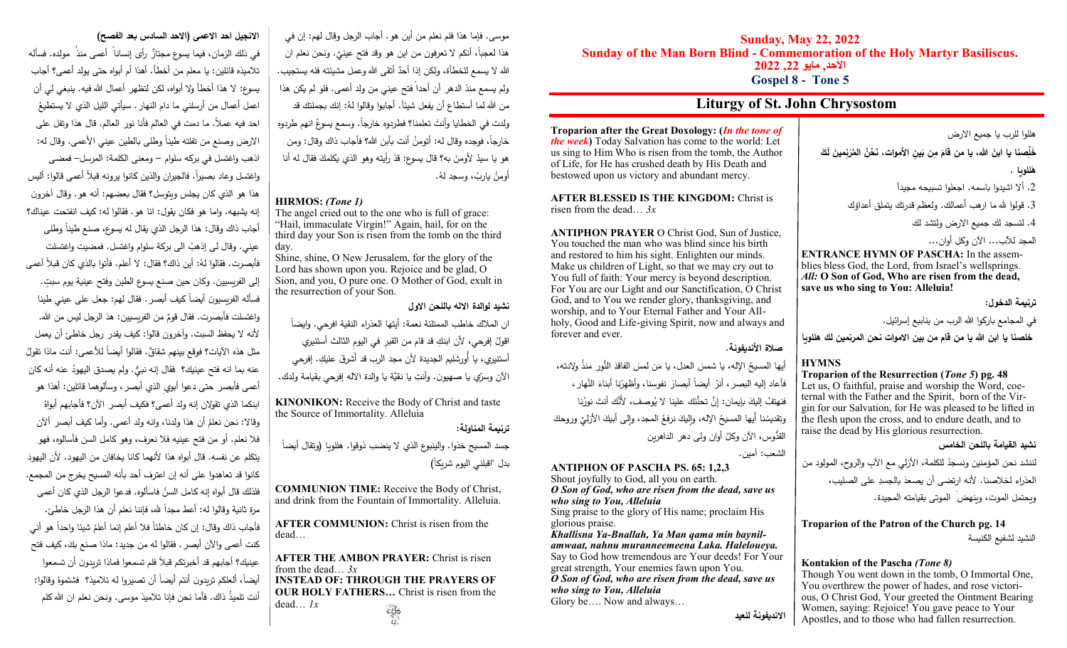**Sunday, May 22, 2022**
**Sunday of the Man Born Blind - Commemoration of the Holy Martyr Basiliscus.**
**الأحد, مايو 22, 2022**
**Gospel 8 - Tone 5**

# Liturgy of St. John Chrysostom

هللوا للرب يا جميع الارض

**خَلِّصنا يا ابنَ الله، يا من قامَ مِن بَينِ الأموات، نَحْنُ المُرَنمين لَكَ هللويا** .

2. ألا اشيدوا باسمه. اجعلوا تسبيحه مجيداً

3. قولوا لله ما ارهب أعمالك. ولعظم قدرتك يتملق أعداؤك

4. لتسجد لك جميع الارض ولتشد لك

المجد للآب... الآن وكل أوان...

**ENTRANCE HYMN OF PASCHA:** In the assemblies bless God, the Lord, from Israel's wellsprings. ***All:* O Son of God, Who are risen from the dead, save us who sing to You: Alleluia!**

**ترنيمة الدخول:**

في المجامع باركوا الله الرب من ينابيع إسرائيل.

**خلصنا يا ابن الله يا من قام من بين الاموات نحن المرنمين لك هللويا**

**HYMNS**

**Troparion of the Resurrection (*Tone 5*) pg. 48**
Let us, O faithful, praise and worship the Word, coeternal with the Father and the Spirit, born of the Virgin for our Salvation, for He was pleased to be lifted in the flesh upon the cross, and to endure death, and to raise the dead by His glorious resurrection.

**نشيد القيامة باللحن الخامس**

لننشد نحن المؤمنين ونسجدْ للكلمة، الأزلي مع الآبِ والروح، المولود من العذراء لخلاصنا. لأنه ارتضى أن يصعدَ بالجسدِ على الصليب، ويحتمل الموت، وينهضَ الموتى بقيامته المجيدة.

**Troparion of the Patron of the Church pg. 14**

النشيد لشفيع الكنيسة

**Kontakion of the Pascha *(Tone 8)***
Though You went down in the tomb, O Immortal One, You overthrew the power of hades, and rose victorious, O Christ God, Your greeted the Ointment Bearing Women, saying: Rejoice! You gave peace to Your Apostles, and to those who had fallen resurrection.

**Troparion after the Great Doxology: (*In the tone of the week*)** Today Salvation has come to the world: Let us sing to Him Who is risen from the tomb, the Author of Life, for He has crushed death by His Death and bestowed upon us victory and abundant mercy.

**AFTER BLESSED IS THE KINGDOM:** Christ is risen from the dead… *3x*

**ANTIPHON PRAYER** O Christ God, Sun of Justice, You touched the man who was blind since his birth and restored to him his sight. Enlighten our minds. Make us children of Light, so that we may cry out to You full of faith: Your mercy is beyond description. For You are our Light and our Sanctification, O Christ God, and to You we render glory, thanksgiving, and worship, and to Your Eternal Father and Your All-holy, Good and Life-giving Spirit, now and always and forever and ever.

**صلاة الأنديفونة.**

أيها المسيحُ الإله، يا شمسَ العدل، يا من لمسَ الفاقدَ النُّور منذُ ولادته، فأعاد إليه البصر، أنرْ أيضاً أبصارَ نفوسنا، وأظهِرْنا أبناءَ النَّهار، فنهتفُ إليكَ بإيمان: إنَّ تحنُّنَك علينا لا يُوصف، لأنَّك أنتَ نورُنا وتقديسُنا أيها المسيحُ الإله، وإليكَ نرفعُ المجد، وإلى أبيكَ الأزليِّ وروحكَ القدُّوس، الآن وكلَّ أوان وإلى دهر الداهرين
الشعب: آمين.

**ANTIPHON OF PASCHA PS. 65: 1,2,3**
Shout joyfully to God, all you on earth.
***O Son of God, who are risen from the dead, save us who sing to You, Alleluia***
Sing praise to the glory of His name; proclaim His glorious praise.
***Khallisna Ya-Bnallah, Ya Man qama min baynil-amwaat, nahnu muranneemeena Laka. Haleloueya.***
Say to God how tremendous are Your deeds! For Your great strength, Your enemies fawn upon You.
***O Son of God, who are risen from the dead, save us who sing to You, Alleluia***
Glory be…. Now and always…

**الانديفونة للعيد**

**HIRMOS:** *(Tone 1)*
The angel cried out to the one who is full of grace: "Hail, immaculate Virgin!" Again, hail, for on the third day your Son is risen from the tomb on the third day.
Shine, shine, O New Jerusalem, for the glory of the Lord has shown upon you. Rejoice and be glad, O Sion, and you, O pure one. O Mother of God, exult in the resurrection of your Son.

**نشيد لوالدة الاله باللحن الاول**

ان الملاك خاطب الممتلئة نعمة: أيتها العذراء النقية افرحي. وايضاً اقولُ إفرحي، لأن ابنكِ قد قام من القبر في اليوم الثالث أستنيري أستنيري، يا أُورشليم الجديدة لأن مجد الرب قد أشرقَ عليكِ. إفرحي الآن وسرّي يا صهيون. وأنتِ يا نقيَّة يا والدة الاله إفرحي بقيامة ولدك.

**KINONIKON:** Receive the Body of Christ and taste the Source of Immortality. Alleluia

**ترنيمة المناولة:**

جسد المسيح خذوا. والينبوع الذي لا ينضب ذوقوا. هللويا (وتقال أيضاً بدل "اقبلني اليوم شريكاً)

**COMMUNION TIME:** Receive the Body of Christ, and drink from the Fountain of Immortality. Alleluia.

**AFTER COMMUNION:** Christ is risen from the dead…

**AFTER THE AMBON PRAYER:** Christ is risen from the dead… *3x*
**INSTEAD OF: THROUGH THE PRAYERS OF OUR HOLY FATHERS…** Christ is risen from the dead… *1x*

**الانجيل احد الاعمى (الاحد السادس بعد الفصح)**

في ذلك الزمان، فيما يسوع مجتازٌ رأى إنساناً أعمى منذُ مولده. فسأله تلاميذه قائلين: يا معلم من أخطأ. أهذا أم أبواه حتى يولد أعمى؟ أجاب يسوع: لا هذا أخطأ ولا أبواه، لكن لتظهر أعمال الله فيه. ينبغي لي أن اعمل أعمال من أرسلني ما دام النهار. سيأتي الليل الذي لا يستطيعُ احد فيه عملاً. ما دمت في العالم فأنا نور العالم. قال هذا وتفل على الارض وصنع من تفله طيناً وطلى بالطين عيني الأعمى. وقال له: اذهب واغتسل في بركه سلوام – ومعنى الكلمة: المرسل– فمضى واغتسل وعاد بصيراً. فالجيران والذين كانوا يرونه قبلاً أعمى قالوا: أليس هذا هو الذي كان يجلس ويتوسل؟ فقال بعضهم: أنه هو. وقال آخرون إنه يشبهه. واما هو فكان يقول: انا هو. فقالوا له: كيف انفتحت عيناك؟ أجاب ذاك وقال: هذا الرجل الذي يقال له يسوع، صنع طيناً وطلى عيني. وقال لى إذهبْ الى بركة سلوام واغتسل. فمضيت واغتسلت فأبصرت. فقالوا لهُ: أين ذاك؟ فقال: لا أعلم. فأتوا بالذي كان قبلاً أعمى إلى الفريسيين. وكان حين صنع يسوع الطين وفتح عينية يوم سبتٍ. فسأله الفريسيون أيضاً كيف أبصر. فقال لهم: جعل على عيني طينا واغتسلت فأبصرت. فقال قومٌ من الفريسيين: هذ الرجل ليس من الله. لأنه لا يحفظ السبت. وآخرون قالوا: كيف يقدر رجل خاطئ أن يعمل مثل هذه الآيات؟ فوقع بينهم شقاقٌ. فقالوا أيضاً للأعمى: أنت ماذا تقولُ عنه بما انه فتح عينيك؟ فقال إنه نبيٌّ. ولم يصدق اليهودُ عنه أنه كان أعمى فأبصر حتى دعوا أبوي الذي أبصر، وسألوهما قائلين: أهذا هو ابنكما الذي تقولون إنه ولد أعمى؟ فكيف أبصر الآن؟ فأجابهم أبواهُ وقالا: نحن نعلم أن هذا ولدنا، وانه ولد أعمى. وأما كيف أبصر ألآن فلا نعلم. أو من فتح عينيه فلا نعرف، وهو كامل السن فأسالوه، فهو يتكلم عن نفسه. قال أبواه هذا لأنهما كانا يخافان من اليهود. لأن اليهودَ كانوا قد تعاهدوا على أنه إن اعترف أحد بأنه المسيح يخرج من المجمع. فلذلك قال أبواه إنه كامل السنُّ فاسألوه. فدعوا الرجل الذي كان أعمى مرة ثانية وقالوا له: أعط مجداً لله، فإننا نعلم أن هذا الرجل خاطئ. فأجاب ذاك وقال: إن كان خاطئاً فلا أعلم إنما أعلمُ شيئاً واحداً هو أني كنت أعمى والآن أبصر. فقالوا له من جديد: ماذا صنع بك، كيف فتح عينيك؟ أجابهم قد أخبرتكم قبلاً فلم تسمعوا فماذا تريدون أن تسمعوا أيضاً، ألعلكم تريدون أنتم أيضاً أن تصيروا له تلاميذ؟ فشتموهُ وقالوا: أنت تلميذُ ذاك. فأما نحن فإنا تلاميذ موسى. ونحن نعلم ان الله كلم موسى. فإما هذا فلم نعلم من أين هو. أجاب الرجل وقال لهم: إن في هذا لعجباً، أنكم لا تعرفون من اين هو وقد فتح عينيَّ. ونحن نعلم ان الله لا يسمع للخطأة، ولكن إذا أحدٌ أتقى الله وعمل مشيئته فله يستجيب. ولم يسمع منذ الدهر أن أحداً فتح عيني من ولد أعمى. فلو لم يكن هذا من الله لما أستطاع أن يفعل شيئاً. أجابوا وقالوا لهُ: إنك بجملتك قد ولدت في الخطايا وأنت تعلمنا؟ فطردوه خارجاً. وسمع يسوعُ انهم طردوه خارجاً، فوجده وقال له: أتؤمنُ أنت بأبن الله؟ فأجاب ذاك وقال: ومن هو يا سيدُ لأؤمن به؟ قال يسوع: قد رأيته وهو الذي يكلمك فقال له أنا أومنُ ياربّ، وسجد لهُ.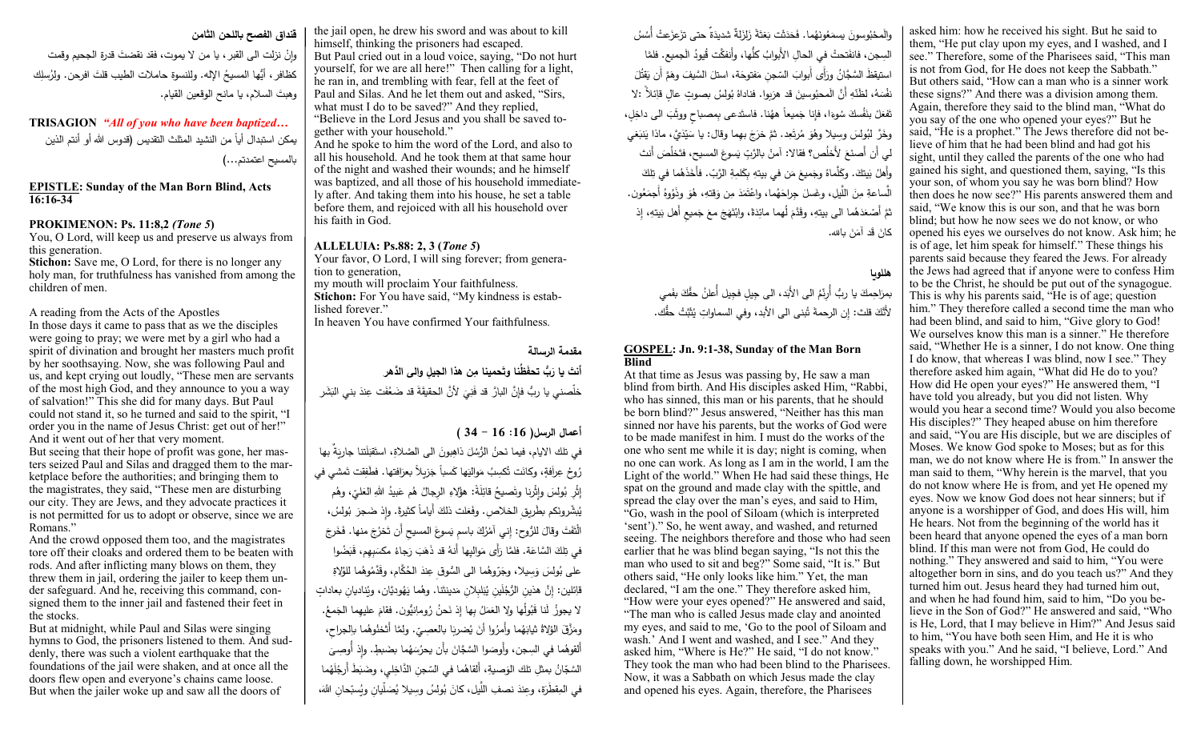## قنداق الفصح باللحن الثامن

وإنْ نزلت الى القبر، يا مَن لا يموت، فقد نقضتَ قدرة الجحيم وقمت كظافر، أيُّها المسيحُ الإله. وللنسوة حاملات الطيب قلتَ افرحن. ولِرُسلِك وهبتَ السلام، يا مانح الوقعين القيام.

**TRISAGION** *"All of you who have been baptized…*

يمكن استبدال أياً من النشيد المثلث التقديس (قدوس الله أو أنتم الذين بالمسيح اعتمدتم…)

**EPISTLE: Sunday of the Man Born Blind, Acts 16:16-34**

**PROKIMENON: Ps. 11:8,2 *(Tone 5*)**

You, O Lord, will keep us and preserve us always from this generation.

**Stichon:** Save me, O Lord, for there is no longer any holy man, for truthfulness has vanished from among the children of men.

A reading from the Acts of the Apostles

In those days it came to pass that as we the disciples were going to pray; we were met by a girl who had a spirit of divination and brought her masters much profit by her soothsaying. Now, she was following Paul and us, and kept crying out loudly, "These men are servants of the most high God, and they announce to you a way of salvation!" This she did for many days. But Paul could not stand it, so he turned and said to the spirit, "I order you in the name of Jesus Christ: get out of her!" And it went out of her that very moment.

But seeing that their hope of profit was gone, her masters seized Paul and Silas and dragged them to the marketplace before the authorities; and bringing them to the magistrates, they said, "These men are disturbing our city. They are Jews, and they advocate practices it is not permitted for us to adopt or observe, since we are Romans."

And the crowd opposed them too, and the magistrates tore off their cloaks and ordered them to be beaten with rods. And after inflicting many blows on them, they threw them in jail, ordering the jailer to keep them under safeguard. And he, receiving this command, consigned them to the inner jail and fastened their feet in the stocks.

But at midnight, while Paul and Silas were singing hymns to God, the prisoners listened to them. And suddenly, there was such a violent earthquake that the foundations of the jail were shaken, and at once all the doors flew open and everyone's chains came loose. But when the jailer woke up and saw all the doors of the jail open, he drew his sword and was about to kill himself, thinking the prisoners had escaped.

But Paul cried out in a loud voice, saying, "Do not hurt yourself, for we are all here!" Then calling for a light, he ran in, and trembling with fear, fell at the feet of Paul and Silas. And he let them out and asked, "Sirs, what must I do to be saved?" And they replied, "Believe in the Lord Jesus and you shall be saved together with your household."

And he spoke to him the word of the Lord, and also to all his household. And he took them at that same hour of the night and washed their wounds; and he himself was baptized, and all those of his household immediately after. And taking them into his house, he set a table before them, and rejoiced with all his household over his faith in God.

**ALLELUIA: Ps.88: 2, 3 (*Tone 5*)**

Your favor, O Lord, I will sing forever; from generation to generation,

my mouth will proclaim Your faithfulness.

**Stichon:** For You have said, "My kindness is established forever."

In heaven You have confirmed Your faithfulness.

### مقدمة الرسالة

**أنتَ يا رَبُّ تحفظُنا وتحمينا مِن هذا الجيلِ والى الدَّهر**

خلِّصني يا ربُّ فإنَّ البارَّ قد فَنِيَ لأنَّ الحقيقةَ قد ضَعُفَت عِندَ بني البَشر

### أعمال الرسل( 16: 16 - 34 )

في تلك الايام، فيما نحنُ الرُّسُل ذاهِبونَ الى الصَّلاة، استقبَلَتنا جاريةٌ بها رُوحُ عِرافةٍ، وكانت تُكسِبُ مَواليَها كَسباً جَزيلاً بعِرافتِها. فطفِقَت تَمشي في إثْرِ بُولسَ وإثْرِنا وتَصيحُ قائلةً: هؤلاءِ الرجالُ هُم عَبيدُ اللهِ العَليّ، وهُم يُبَشِّرونكم بطَريقِ الخلاص. وفعَلت ذلكَ أياماً كثيرةً. وإذ ضَجِرَ بُولُسُ، الْتَفَتَ وقالَ للرُّوح: إنّي آمُرُكَ باسمِ يَسوعَ المسيحِ أن تَخرُجَ منها. فخَرجَ في تلكَ السَّاعة. فلمّا رأى مَواليها أنهُ قد ذَهَبَ رَجاءُ مكسَبِهم، قَبَضُوا على بُولسَ وسِيلا، وجَرّوهُما الى السُّوقِ عِندَ الحُكّام، وقَدَّمُوهُما للوُلاةِ قائلين: إنَّ هذَينِ الرَّجُلَينِ يُبَلبِلانِ مَدينتَنا. وهُما يَهُوديّان، ويُنادِيانِ بعاداتٍ لا يجوزُ لَنا قَبُولُها ولا العَمَلُ بها إذ نَحنُ رُومانيُّون. فقامَ عليهما الجَمعُ. ومزَّقَ الوُلاةُ ثيابَهُما وأمَرُوا أن يُضرَبا بالعِصِيّ. ولمّا أثخَنُوهُما بالجِراح، ألقَوهُما في السِجن، وأوصَوا السَّجّانَ بأن يحرُسَهما بضَبطٍ. وإذ أُوصِيَ السَّجّانُ بمثلِ تلكَ الوَصيةِ، ألقاهُما في السّجنِ الدّاخِلِيِ، وضَبَطَ أرجُلَهُما في المقطَرَة، وعِندَ نصفِ اللّيل، كانَ بُولسُ وسِيلا يُصَلّيانِ ويُسبِّحانِ الله، والمحبُوسونَ يسمَعُونَهُما. فَحَدَثَت بَغتةً زَلزلةٌ شَديدةٌ حتى تَزَعزعت أُسُسُ السِجنِ، فانفَتحتْ في الحالِ الأبوابُ كلُّها، وانفكَّت قُيودُ الجميع. فلمّا استيقظَ السَّجّانُ ورأى أبوابَ السّجنِ مَفتوحةً، استَلَّ السَّيفَ وهَمَّ أن يَقتُلَ نَفسَهُ، لظَنِّهِ أنَّ المحبُوسينَ قد هرَبوا. فناداهُ بُولُسُ بصوتٍ عالٍ قائلاً: لا تَفعَلْ بنَفْسِكَ سُوءاً، فإنّا جَميعاً ههُنا. فاستدعى بمِصباحٍ ووثَبَ الى داخِلٍ، وخَرَّ لبُولسَ وسِيلا وهُوَ مُرتَعِد. ثمّ خَرَجَ بهما وقال: يا سَيّدَيَّ، ماذا يَنبَغي لي أن أصنعَ لأخلُص؟ فقالا: آمِنْ بالرَّبِّ يَسوعَ المسيح، فتَخلُصَ أنتَ وأهلُ بَيتِكَ. وكلَّماهُ وجميعَ مَن في بيتِهِ بكَلِمةِ الرّبّ. فأَخَذَهُما في تِلكَ السّاعةِ مِنَ اللَّيلِ، وغَسلَ جِراحَهُما، واعْتَمَدَ مِن وَقتِه، هُوَ وذَوُوهُ أَجمَعُون. ثمَّ أصْعَدَهُما الى بيتِه، وقَدَّمَ لَهما مائِدَةً، وابْتَهجَ معَ جَميعِ أهلِ بَيتِهِ، إذ كانَ قد آمَنَ بالله.

### هللويا

بمراحِمِكَ يا ربُّ أُرنِّمُ الى الأبَدِ، الى جيلٍ فجيلٍ أُعلِنُ حقَّكَ بفَمي

لأنَّكَ قلتَ: إن الرحمةَ تُبنى الى الأبد، وفي السماواتِ يُثَبِّتُ حقُّك.

**GOSPEL: Jn. 9:1-38, Sunday of the Man Born Blind**

At that time as Jesus was passing by, He saw a man blind from birth. And His disciples asked Him, "Rabbi, who has sinned, this man or his parents, that he should be born blind?" Jesus answered, "Neither has this man sinned nor have his parents, but the works of God were to be made manifest in him. I must do the works of the one who sent me while it is day; night is coming, when no one can work. As long as I am in the world, I am the Light of the world." When He had said these things, He spat on the ground and made clay with the spittle, and spread the clay over the man's eyes, and said to Him, "Go, wash in the pool of Siloam (which is interpreted 'sent')." So, he went away, and washed, and returned seeing. The neighbors therefore and those who had seen earlier that he was blind began saying, "Is not this the man who used to sit and beg?" Some said, "It is." But others said, "He only looks like him." Yet, the man declared, "I am the one." They therefore asked him, "How were your eyes opened?" He answered and said, "The man who is called Jesus made clay and anointed my eyes, and said to me, 'Go to the pool of Siloam and wash.' And I went and washed, and I see." And they asked him, "Where is He?" He said, "I do not know." They took the man who had been blind to the Pharisees. Now, it was a Sabbath on which Jesus made the clay and opened his eyes. Again, therefore, the Pharisees asked him: how he received his sight. But he said to them, "He put clay upon my eyes, and I washed, and I see." Therefore, some of the Pharisees said, "This man is not from God, for He does not keep the Sabbath." But others said, "How can a man who is a sinner work these signs?" And there was a division among them. Again, therefore they said to the blind man, "What do you say of the one who opened your eyes?" But he said, "He is a prophet." The Jews therefore did not believe of him that he had been blind and had got his sight, until they called the parents of the one who had gained his sight, and questioned them, saying, "Is this your son, of whom you say he was born blind? How then does he now see?" His parents answered them and said, "We know this is our son, and that he was born blind; but how he now sees we do not know, or who opened his eyes we ourselves do not know. Ask him; he is of age, let him speak for himself." These things his parents said because they feared the Jews. For already the Jews had agreed that if anyone were to confess Him to be the Christ, he should be put out of the synagogue. This is why his parents said, "He is of age; question him." They therefore called a second time the man who had been blind, and said to him, "Give glory to God! We ourselves know this man is a sinner." He therefore said, "Whether He is a sinner, I do not know. One thing I do know, that whereas I was blind, now I see." They therefore asked him again, "What did He do to you? How did He open your eyes?" He answered them, "I have told you already, but you did not listen. Why would you hear a second time? Would you also become His disciples?" They heaped abuse on him therefore and said, "You are His disciple, but we are disciples of Moses. We know God spoke to Moses; but as for this man, we do not know where He is from." In answer the man said to them, "Why herein is the marvel, that you do not know where He is from, and yet He opened my eyes. Now we know God does not hear sinners; but if anyone is a worshiper of God, and does His will, him He hears. Not from the beginning of the world has it been heard that anyone opened the eyes of a man born blind. If this man were not from God, He could do nothing." They answered and said to him, "You were altogether born in sins, and do you teach us?" And they turned him out. Jesus heard they had turned him out, and when he had found him, said to him, "Do you believe in the Son of God?" He answered and said, "Who is He, Lord, that I may believe in Him?" And Jesus said to him, "You have both seen Him, and He it is who speaks with you." And he said, "I believe, Lord." And falling down, he worshipped Him.